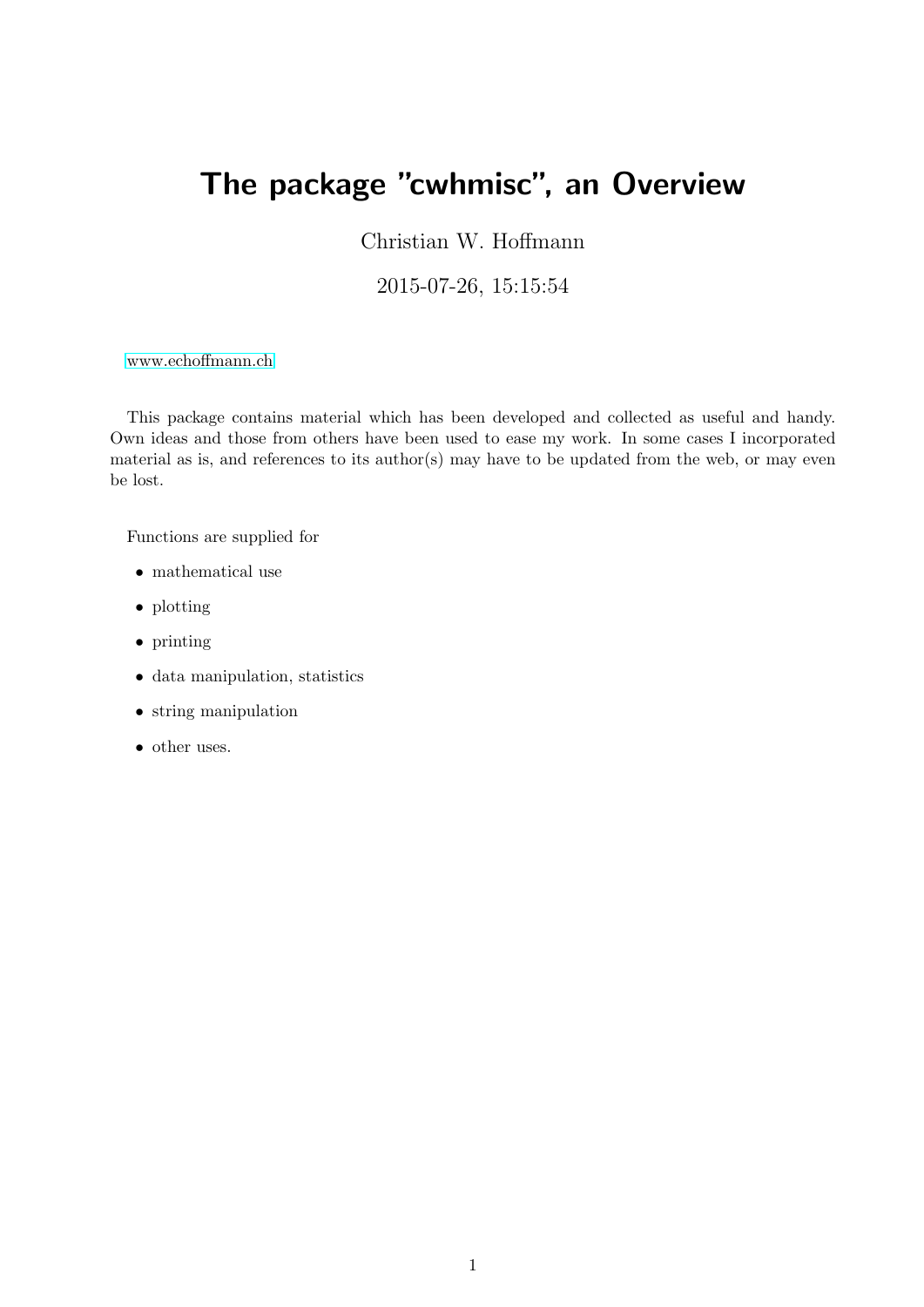# The package "cwhmisc", an Overview

Christian W. Hoffmann

2015-07-26, 15:15:54

www.echoffmann.ch

This package contains material which has been developed and collected as useful and handy. Own ideas and those from others have been used to ease my work. In some cases I incorporated material as is, and references to its author(s) may have to be updated from the web, or may even be lost.

Functions are supplied for

- mathematical use
- plotting
- printing
- data manipulation, statistics
- string manipulation
- other uses.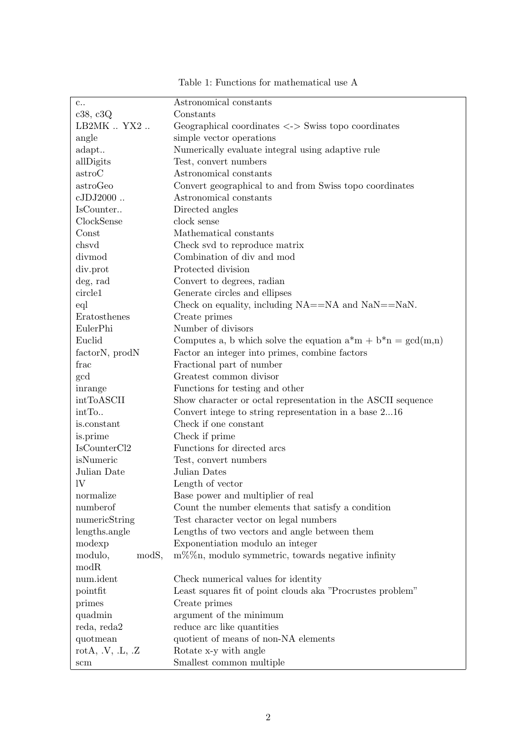Table 1: Functions for mathematical use A

| | |
|---|---|
| c.. | Astronomical constants |
| c38, c3Q | Constants |
| LB2MK .. YX2 .. | Geographical coordinates <-> Swiss topo coordinates |
| angle | simple vector operations |
| adapt.. | Numerically evaluate integral using adaptive rule |
| allDigits | Test, convert numbers |
| astroC | Astronomical constants |
| astroGeo | Convert geographical to and from Swiss topo coordinates |
| cJDJ2000 .. | Astronomical constants |
| IsCounter.. | Directed angles |
| ClockSense | clock sense |
| Const | Mathematical constants |
| chsvd | Check svd to reproduce matrix |
| divmod | Combination of div and mod |
| div.prot | Protected division |
| deg, rad | Convert to degrees, radian |
| circle1 | Generate circles and ellipses |
| eql | Check on equality, including NA==NA and NaN==NaN. |
| Eratosthenes | Create primes |
| EulerPhi | Number of divisors |
| Euclid | Computes a, b which solve the equation a*m + b*n = gcd(m,n) |
| factorN, prodN | Factor an integer into primes, combine factors |
| frac | Fractional part of number |
| gcd | Greatest common divisor |
| inrange | Functions for testing and other |
| intToASCII | Show character or octal representation in the ASCII sequence |
| intTo.. | Convert intege to string representation in a base 2...16 |
| is.constant | Check if one constant |
| is.prime | Check if prime |
| IsCounterCl2 | Functions for directed arcs |
| isNumeric | Test, convert numbers |
| Julian Date | Julian Dates |
| lV | Length of vector |
| normalize | Base power and multiplier of real |
| numberof | Count the number elements that satisfy a condition |
| numericString | Test character vector on legal numbers |
| lengths.angle | Lengths of two vectors and angle between them |
| modexp | Exponentiation modulo an integer |
| modulo, modS, modR | m%%n, modulo symmetric, towards negative infinity |
| num.ident | Check numerical values for identity |
| pointfit | Least squares fit of point clouds aka "Procrustes problem" |
| primes | Create primes |
| quadmin | argument of the minimum |
| reda, reda2 | reduce arc like quantities |
| quotmean | quotient of means of non-NA elements |
| rotA, .V, .L, .Z | Rotate x-y with angle |
| scm | Smallest common multiple |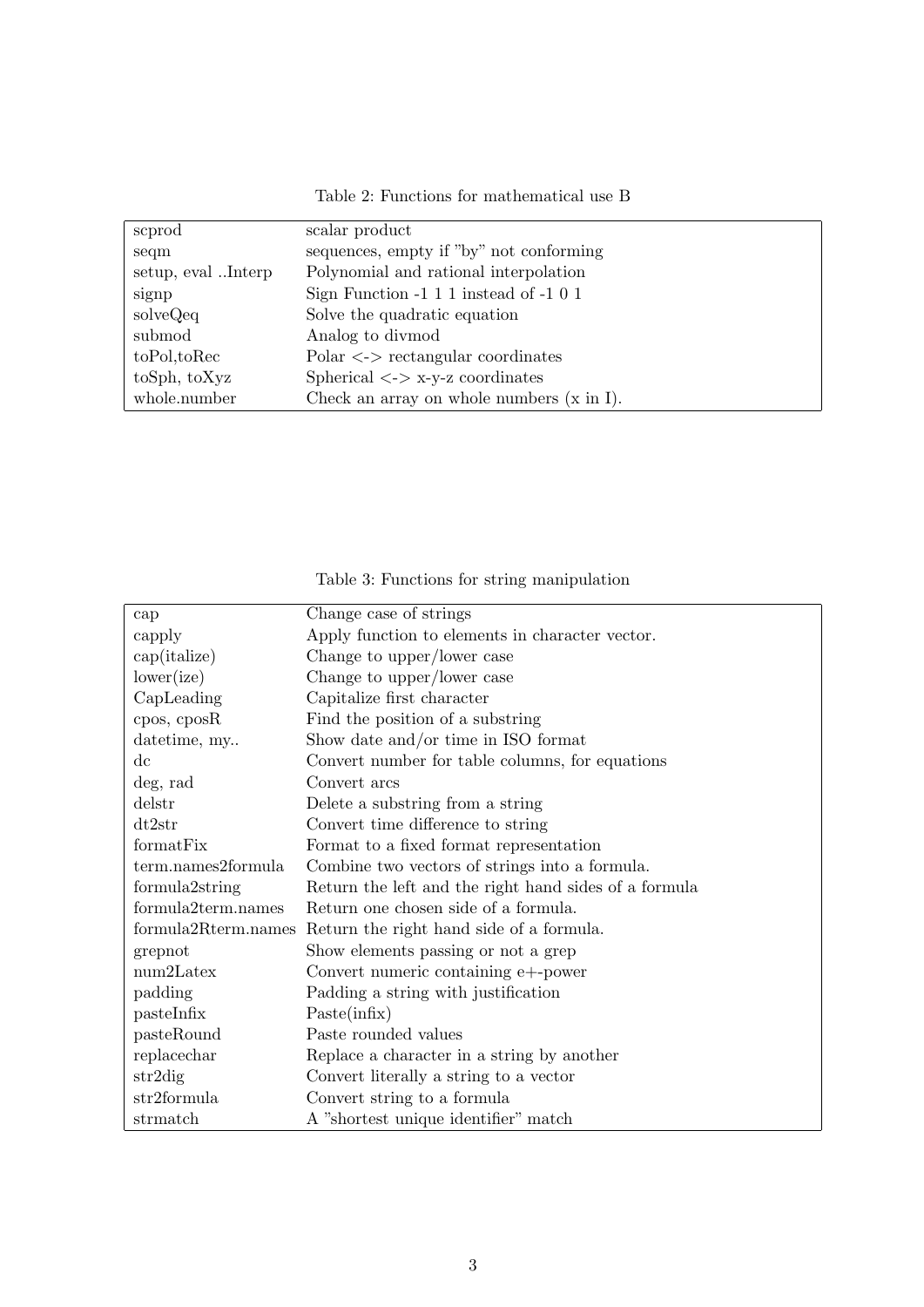Table 2: Functions for mathematical use B

| | |
|---|---|
| scprod | scalar product |
| seqm | sequences, empty if "by" not conforming |
| setup, eval ..Interp | Polynomial and rational interpolation |
| signp | Sign Function -1 1 1 instead of -1 0 1 |
| solveQeq | Solve the quadratic equation |
| submod | Analog to divmod |
| toPol,toRec | Polar <-> rectangular coordinates |
| toSph, toXyz | Spherical <-> x-y-z coordinates |
| whole.number | Check an array on whole numbers (x in I). |

Table 3: Functions for string manipulation

| | |
|---|---|
| cap | Change case of strings |
| capply | Apply function to elements in character vector. |
| cap(italize) | Change to upper/lower case |
| lower(ize) | Change to upper/lower case |
| CapLeading | Capitalize first character |
| cpos, cposR | Find the position of a substring |
| datetime, my.. | Show date and/or time in ISO format |
| dc | Convert number for table columns, for equations |
| deg, rad | Convert arcs |
| delstr | Delete a substring from a string |
| dt2str | Convert time difference to string |
| formatFix | Format to a fixed format representation |
| term.names2formula | Combine two vectors of strings into a formula. |
| formula2string | Return the left and the right hand sides of a formula |
| formula2term.names | Return one chosen side of a formula. |
| formula2Rterm.names | Return the right hand side of a formula. |
| grepnot | Show elements passing or not a grep |
| num2Latex | Convert numeric containing e+-power |
| padding | Padding a string with justification |
| pasteInfix | Paste(infix) |
| pasteRound | Paste rounded values |
| replacechar | Replace a character in a string by another |
| str2dig | Convert literally a string to a vector |
| str2formula | Convert string to a formula |
| strmatch | A "shortest unique identifier" match |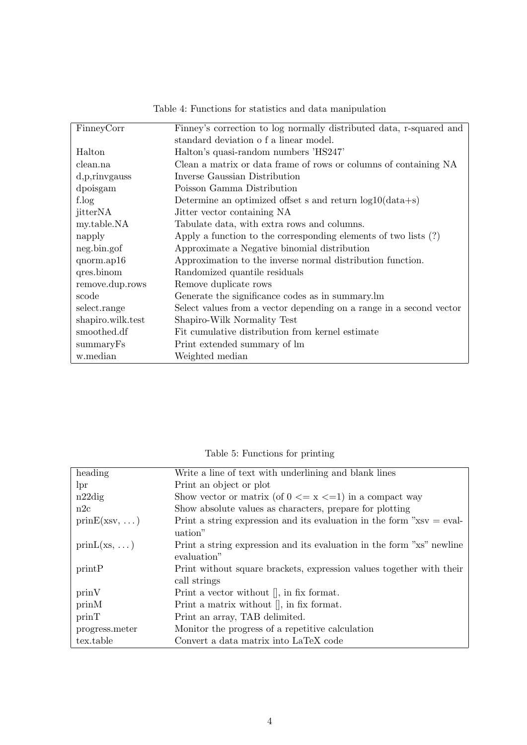Table 4: Functions for statistics and data manipulation

| | |
|---|---|
| FinneyCorr | Finney's correction to log normally distributed data, r-squared and standard deviation o f a linear model. |
| Halton | Halton's quasi-random numbers 'HS247' |
| clean.na | Clean a matrix or data frame of rows or columns of containing NA |
| d,p,rinvgauss | Inverse Gaussian Distribution |
| dpoisgam | Poisson Gamma Distribution |
| f.log | Determine an optimized offset s and return log10(data+s) |
| jitterNA | Jitter vector containing NA |
| my.table.NA | Tabulate data, with extra rows and columns. |
| napply | Apply a function to the corresponding elements of two lists (?) |
| neg.bin.gof | Approximate a Negative binomial distribution |
| qnorm.ap16 | Approximation to the inverse normal distribution function. |
| qres.binom | Randomized quantile residuals |
| remove.dup.rows | Remove duplicate rows |
| scode | Generate the significance codes as in summary.lm |
| select.range | Select values from a vector depending on a range in a second vector |
| shapiro.wilk.test | Shapiro-Wilk Normality Test |
| smoothed.df | Fit cumulative distribution from kernel estimate |
| summaryFs | Print extended summary of lm |
| w.median | Weighted median |

Table 5: Functions for printing

| | |
|---|---|
| heading | Write a line of text with underlining and blank lines |
| lpr | Print an object or plot |
| n22dig | Show vector or matrix (of 0 <= x <=1) in a compact way |
| n2c | Show absolute values as characters, prepare for plotting |
| prinE(xsv, ...) | Print a string expression and its evaluation in the form "xsv = evaluation" |
| prinL(xs, ...) | Print a string expression and its evaluation in the form "xs" newline evaluation" |
| printP | Print without square brackets, expression values together with their call strings |
| prinV | Print a vector without [], in fix format. |
| prinM | Print a matrix without [], in fix format. |
| prinT | Print an array, TAB delimited. |
| progress.meter | Monitor the progress of a repetitive calculation |
| tex.table | Convert a data matrix into LaTeX code |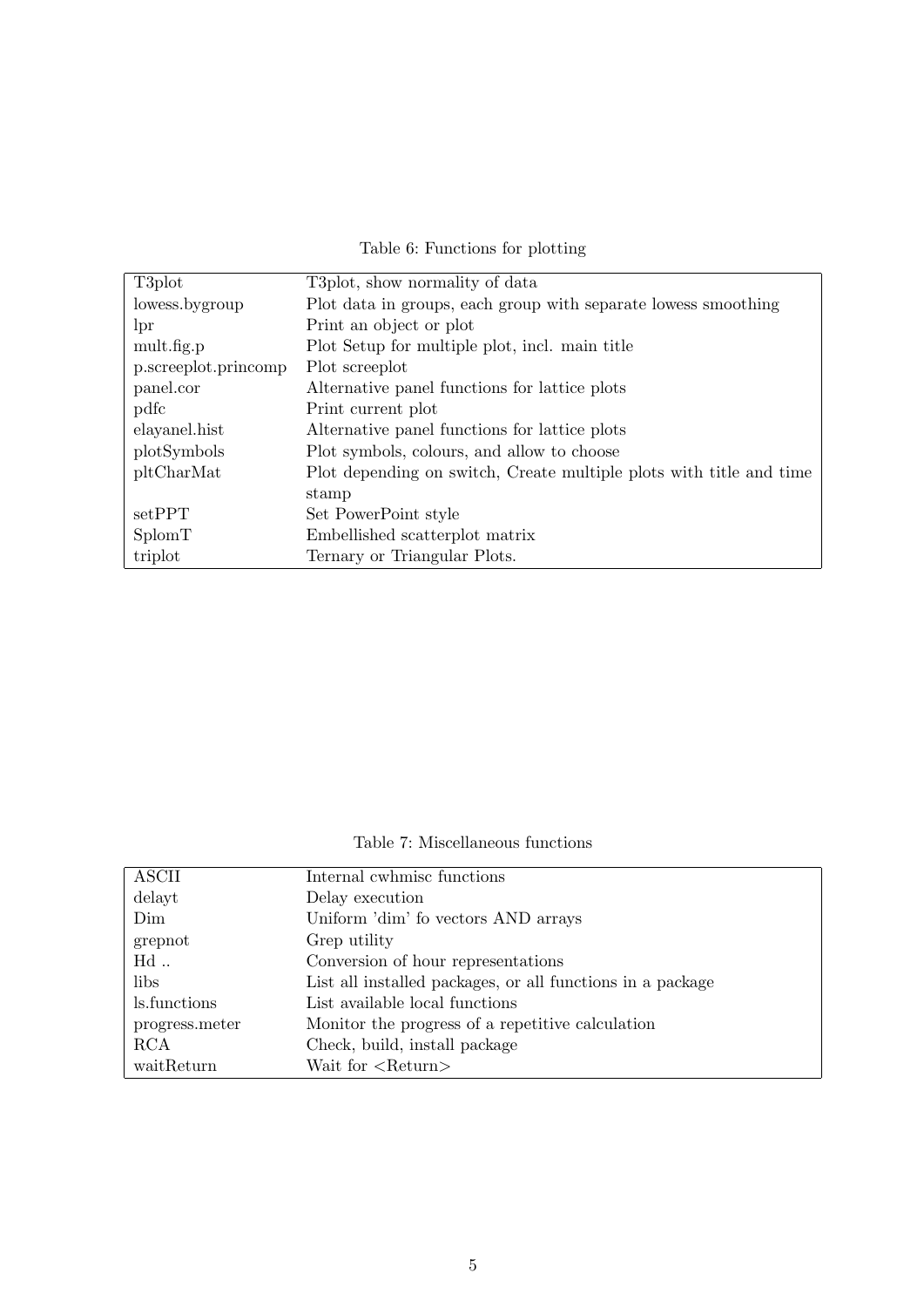Table 6: Functions for plotting

| | |
|---|---|
| T3plot | T3plot, show normality of data |
| lowess.bygroup | Plot data in groups, each group with separate lowess smoothing |
| lpr | Print an object or plot |
| mult.fig.p | Plot Setup for multiple plot, incl. main title |
| p.screeplot.princomp | Plot screeplot |
| panel.cor | Alternative panel functions for lattice plots |
| pdfc | Print current plot |
| elayanel.hist | Alternative panel functions for lattice plots |
| plotSymbols | Plot symbols, colours, and allow to choose |
| pltCharMat | Plot depending on switch, Create multiple plots with title and time stamp |
| setPPT | Set PowerPoint style |
| SplomT | Embellished scatterplot matrix |
| triplot | Ternary or Triangular Plots. |

Table 7: Miscellaneous functions

| | |
|---|---|
| ASCII | Internal cwhmisc functions |
| delayt | Delay execution |
| Dim | Uniform 'dim' fo vectors AND arrays |
| grepnot | Grep utility |
| Hd .. | Conversion of hour representations |
| libs | List all installed packages, or all functions in a package |
| ls.functions | List available local functions |
| progress.meter | Monitor the progress of a repetitive calculation |
| RCA | Check, build, install package |
| waitReturn | Wait for <Return> |